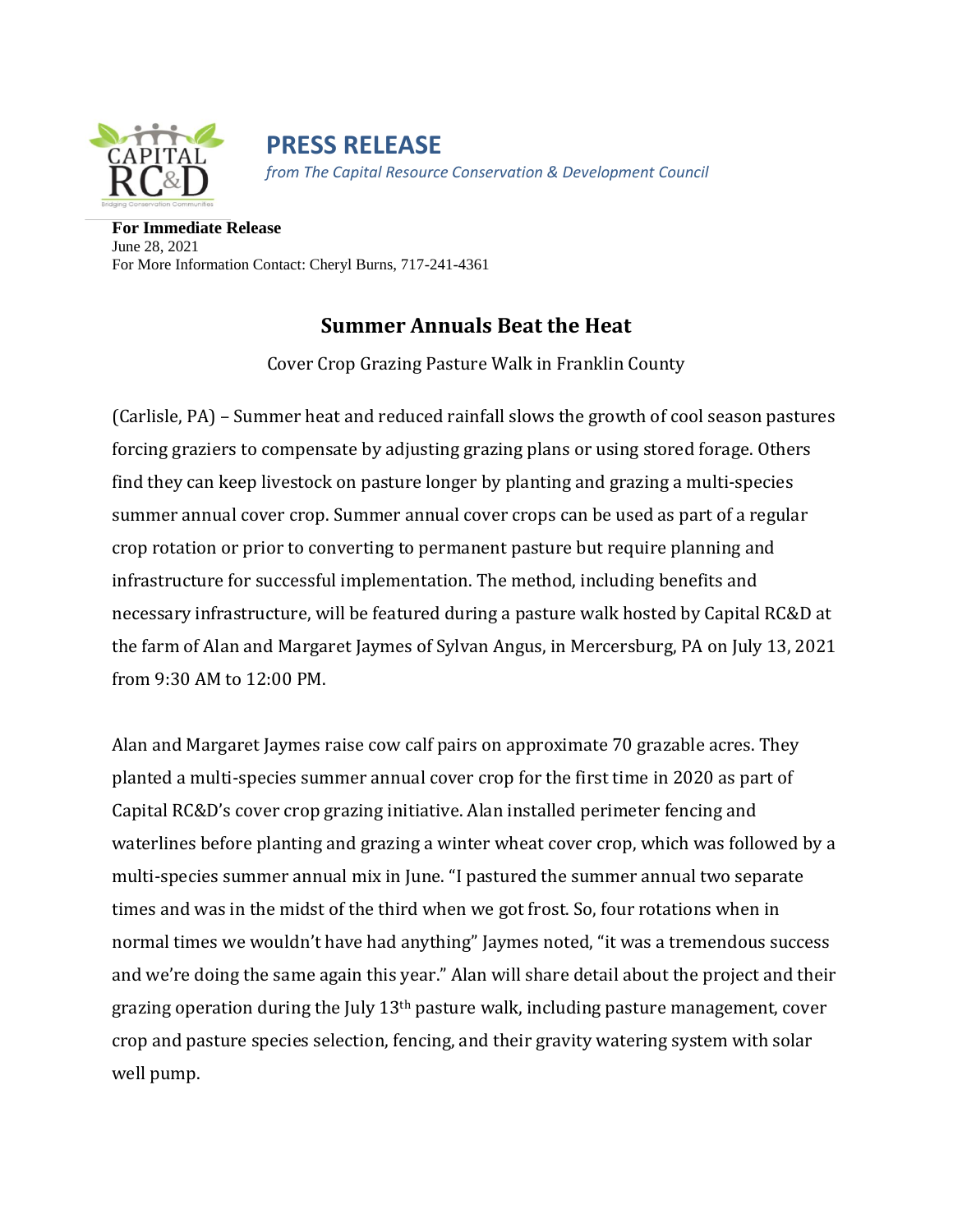# PRESS RELEASE

*from The Capital Resource Conservation & Development Council*

**For Immediate Release**
June 28, 2021
For More Information Contact: Cheryl Burns, 717-241-4361

## Summer Annuals Beat the Heat

Cover Crop Grazing Pasture Walk in Franklin County

(Carlisle, PA) – Summer heat and reduced rainfall slows the growth of cool season pastures forcing graziers to compensate by adjusting grazing plans or using stored forage. Others find they can keep livestock on pasture longer by planting and grazing a multi-species summer annual cover crop. Summer annual cover crops can be used as part of a regular crop rotation or prior to converting to permanent pasture but require planning and infrastructure for successful implementation. The method, including benefits and necessary infrastructure, will be featured during a pasture walk hosted by Capital RC&D at the farm of Alan and Margaret Jaymes of Sylvan Angus, in Mercersburg, PA on July 13, 2021 from 9:30 AM to 12:00 PM.

Alan and Margaret Jaymes raise cow calf pairs on approximate 70 grazable acres. They planted a multi-species summer annual cover crop for the first time in 2020 as part of Capital RC&D's cover crop grazing initiative. Alan installed perimeter fencing and waterlines before planting and grazing a winter wheat cover crop, which was followed by a multi-species summer annual mix in June. "I pastured the summer annual two separate times and was in the midst of the third when we got frost. So, four rotations when in normal times we wouldn't have had anything" Jaymes noted, "it was a tremendous success and we're doing the same again this year." Alan will share detail about the project and their grazing operation during the July 13th pasture walk, including pasture management, cover crop and pasture species selection, fencing, and their gravity watering system with solar well pump.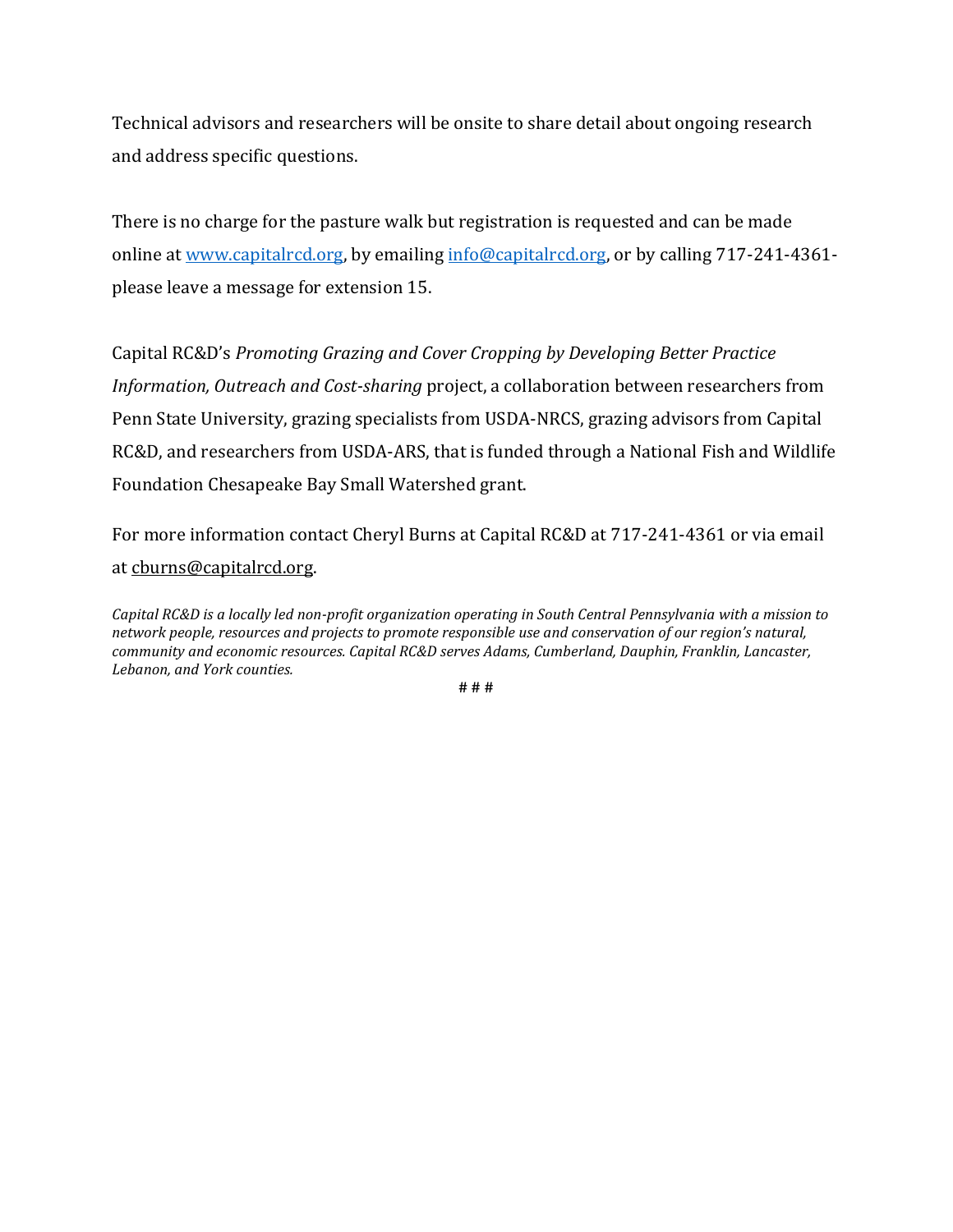Technical advisors and researchers will be onsite to share detail about ongoing research and address specific questions.

There is no charge for the pasture walk but registration is requested and can be made online at [www.capitalrcd.org](http://www.capitalrcd.org), by emailing [info@capitalrcd.org](mailto:info@capitalrcd.org), or by calling 717-241-4361-please leave a message for extension 15.

Capital RC&D's *Promoting Grazing and Cover Cropping by Developing Better Practice Information, Outreach and Cost-sharing* project, a collaboration between researchers from Penn State University, grazing specialists from USDA-NRCS, grazing advisors from Capital RC&D, and researchers from USDA-ARS, that is funded through a National Fish and Wildlife Foundation Chesapeake Bay Small Watershed grant.

For more information contact Cheryl Burns at Capital RC&D at 717-241-4361 or via email at cburns@capitalrcd.org.

*Capital RC&D is a locally led non-profit organization operating in South Central Pennsylvania with a mission to network people, resources and projects to promote responsible use and conservation of our region's natural, community and economic resources. Capital RC&D serves Adams, Cumberland, Dauphin, Franklin, Lancaster, Lebanon, and York counties.*

# # #